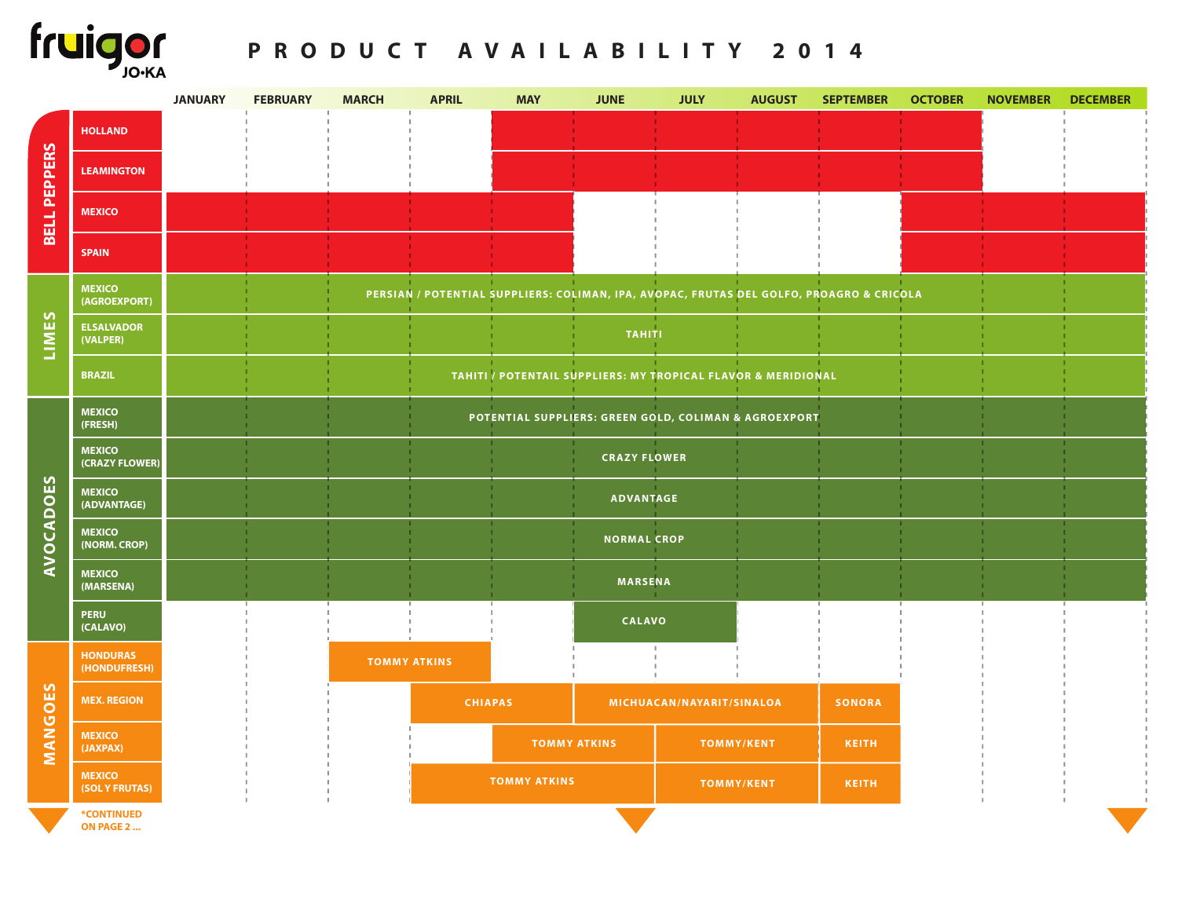fruigor JO•KA

# PRODUCT AVAILABILITY 2014

| Category | Origin | JANUARY | FEBRUARY | MARCH | APRIL | MAY | JUNE | JULY | AUGUST | SEPTEMBER | OCTOBER | NOVEMBER | DECEMBER |
|---|---|---|---|---|---|---|---|---|---|---|---|---|---|
| BELL PEPPERS | HOLLAND | | | | | ■ | ■ | ■ | ■ | ■ | ■ | | |
| BELL PEPPERS | LEAMINGTON | | | | | ■ | ■ | ■ | ■ | ■ | ■ | | |
| BELL PEPPERS | MEXICO | ■ | ■ | ■ | ■ | ■ | | | | | ■ | ■ | ■ |
| BELL PEPPERS | SPAIN | ■ | ■ | ■ | ■ | ■ | | | | | ■ | ■ | ■ |
| LIMES | MEXICO (AGROEXPORT) | PERSIAN / POTENTIAL SUPPLIERS: COLIMAN, IPA, AVOPAC, FRUTAS DEL GOLFO, PROAGRO & CRICOLA | | | | | | | | | | | |
| LIMES | ELSALVADOR (VALPER) | TAHITI | | | | | | | | | | | |
| LIMES | BRAZIL | TAHITI / POTENTAIL SUPPLIERS: MY TROPICAL FLAVOR & MERIDIONAL | | | | | | | | | | | |
| AVOCADOES | MEXICO (FRESH) | POTENTIAL SUPPLIERS: GREEN GOLD, COLIMAN & AGROEXPORT | | | | | | | | | | | |
| AVOCADOES | MEXICO (CRAZY FLOWER) | CRAZY FLOWER | | | | | | | | | | | |
| AVOCADOES | MEXICO (ADVANTAGE) | ADVANTAGE | | | | | | | | | | | |
| AVOCADOES | MEXICO (NORM. CROP) | NORMAL CROP | | | | | | | | | | | |
| AVOCADOES | MEXICO (MARSENA) | MARSENA | | | | | | | | | | | |
| AVOCADOES | PERU (CALAVO) | | | | | | CALAVO | CALAVO | | | | | |
| MANGOES | HONDURAS (HONDUFRESH) | | | TOMMY ATKINS | TOMMY ATKINS | | | | | | | | |
| MANGOES | MEX. REGION | | | | CHIAPAS | CHIAPAS | MICHUACAN/NAYARIT/SINALOA | MICHUACAN/NAYARIT/SINALOA | MICHUACAN/NAYARIT/SINALOA | SONORA | | | |
| MANGOES | MEXICO (JAXPAX) | | | | | TOMMY ATKINS | TOMMY ATKINS | TOMMY/KENT | TOMMY/KENT | KEITH | | | |
| MANGOES | MEXICO (SOL Y FRUTAS) | | | | TOMMY ATKINS | TOMMY ATKINS | TOMMY ATKINS | TOMMY/KENT | TOMMY/KENT | KEITH | | | |

Note: Limes and Avocadoes (except Peru) rows span January–December.

*CONTINUED ON PAGE 2 ...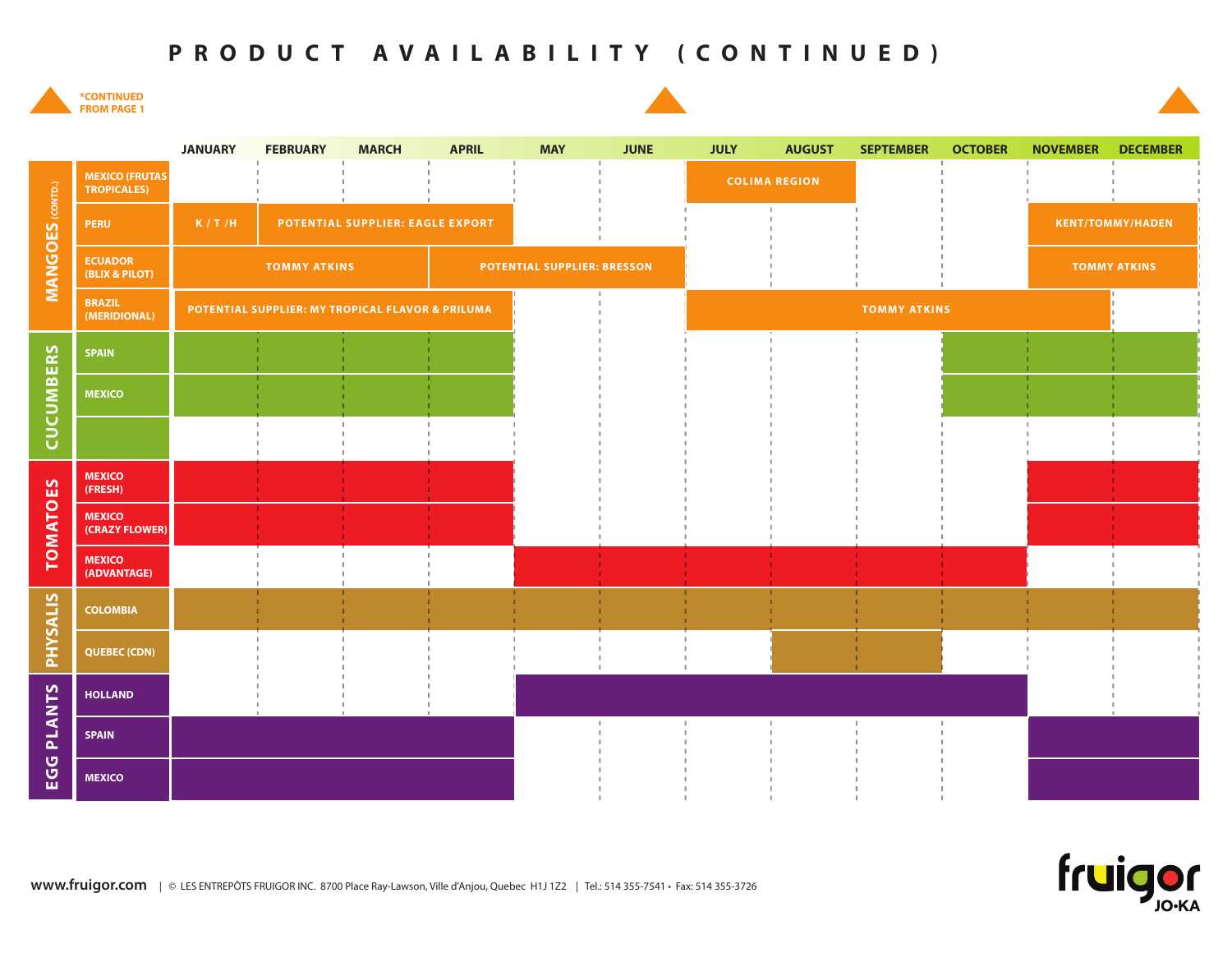# PRODUCT AVAILABILITY (CONTINUED)

*CONTINUED FROM PAGE 1

JANUARY FEBRUARY MARCH APRIL MAY JUNE JULY AUGUST SEPTEMBER OCTOBER NOVEMBER DECEMBER

MANGOES (CONTD.)

MEXICO (FRUTAS TROPICALES)

COLIMA REGION

PERU

K / T /H

POTENTIAL SUPPLIER: EAGLE EXPORT

KENT/TOMMY/HADEN

ECUADOR (BLIX & PILOT)

TOMMY ATKINS

POTENTIAL SUPPLIER: BRESSON

TOMMY ATKINS

BRAZIL (MERIDIONAL)

POTENTIAL SUPPLIER: MY TROPICAL FLAVOR & PRILUMA

TOMMY ATKINS

CUCUMBERS

SPAIN

MEXICO

TOMATOES

MEXICO (FRESH)

MEXICO (CRAZY FLOWER)

MEXICO (ADVANTAGE)

PHYSALIS

COLOMBIA

QUEBEC (CDN)

EGG PLANTS

HOLLAND

SPAIN

MEXICO